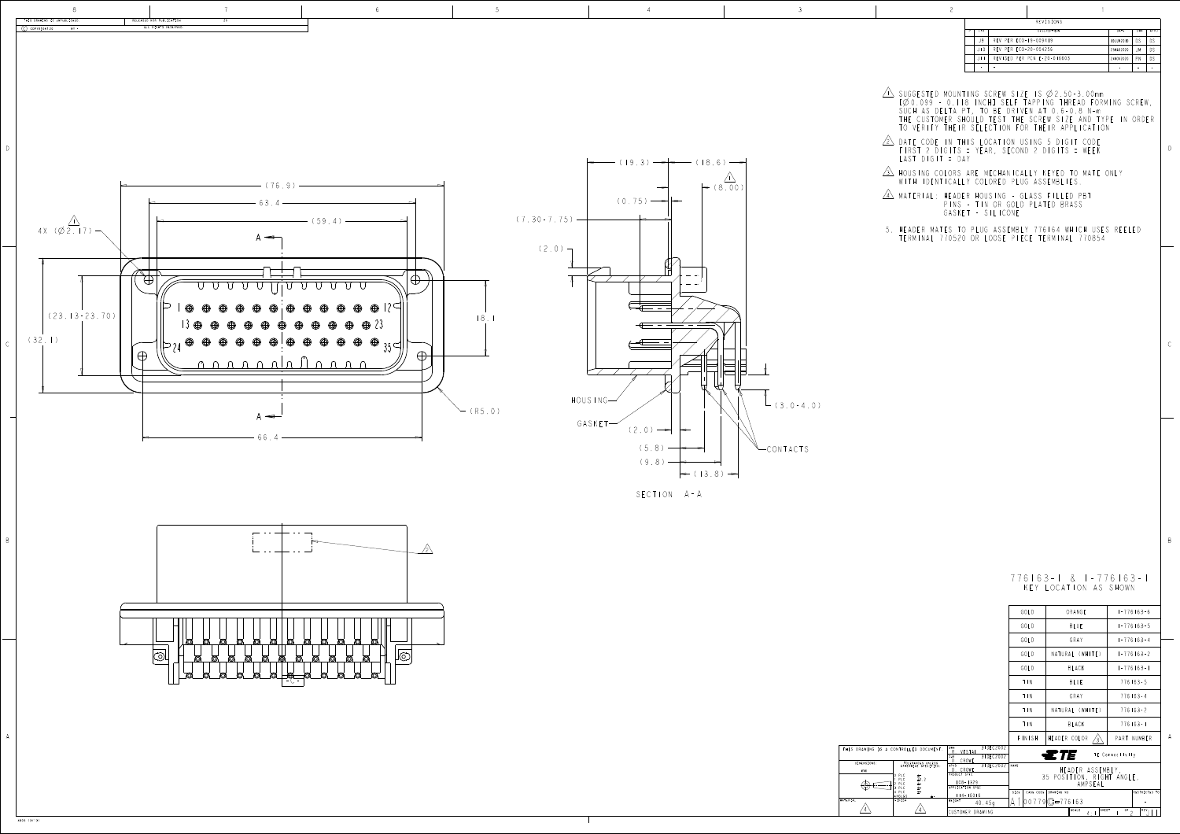THIS DRAWING IS UNPUBLISHED. RELEASED FOR PUBLICATION

© COPYRIGHT 20 BY - ALL RIGHTS RESERVED.

## REVISIONS

| LTR | DESCRIPTION | DATE | DWN | APVD |
|---|---|---|---|---|
| J8 | REV PER ECO-18-009419 | 10JUN2018 | DS | DS |
| J10 | REV PER ECO-20-004256 | 25MAR2020 | JM | DS |
| J11 | REVISED PER PCN E-20-016803 | 24NOV2020 | PN | DS |
| - | - | - | - | - |

1. SUGGESTED MOUNTING SCREW SIZE IS Ø2.50-3.00mm [Ø0.099 - 0.118 INCH] SELF TAPPING THREAD FORMING SCREW, SUCH AS DELTA PT, TO BE DRIVEN AT 0.6-0.8 N-m. THE CUSTOMER SHOULD TEST THE SCREW SIZE AND TYPE IN ORDER TO VERIFY THEIR SELECTION FOR THEIR APPLICATION
2. DATE CODE IN THIS LOCATION USING 5 DIGIT CODE FIRST 2 DIGITS = YEAR, SECOND 2 DIGITS = WEEK LAST DIGIT = DAY
3. HOUSING COLORS ARE MECHANICALLY KEYED TO MATE ONLY WITH IDENTICALLY COLORED PLUG ASSEMBLIES.
4. MATERIAL: HEADER HOUSING - GLASS FILLED PBT
   PINS - TIN OR GOLD PLATED BRASS
   GASKET - SILICONE
5. HEADER MATES TO PLUG ASSEMBLY 776164 WHICH USES REELED TERMINAL 770520 OR LOOSE PIECE TERMINAL 770854

4X (Ø2.17) — (76.9) — 63.4 — (59.4) — (23.13-23.70) — (32.1) — 18.1 — (R5.0) — 66.4

(19.3) — (18.6) — (8.00) — (0.75) — (7.30-7.75) — (2.0) — HOUSING — GASKET — (2.0) — (5.8) — (9.8) — (13.8) — (3.0-4.0) — CONTACTS

SECTION A-A

776163-1 & 1-776163-1
KEY LOCATION AS SHOWN

| FINISH | HEADER COLOR 3 | PART NUMBER |
|---|---|---|
| GOLD | ORANGE | 1-776163-6 |
| GOLD | BLUE | 1-776163-5 |
| GOLD | GRAY | 1-776163-4 |
| GOLD | NATURAL (WHITE) | 1-776163-2 |
| GOLD | BLACK | 1-776163-1 |
| TIN | BLUE | 776163-5 |
| TIN | GRAY | 776163-4 |
| TIN | NATURAL (WHITE) | 776163-2 |
| TIN | BLACK | 776163-1 |

THIS DRAWING IS A CONTROLLED DOCUMENT.

DWN: B. VESTAL 31DEC2002
CHK: D. CROWE 31DEC2002
APVD: D. CROWE 31DEC2002
PRODUCT SPEC: 108-1929
APPLICATION SPEC: 114-16016
WEIGHT: 40.45g

TE Connectivity

HEADER ASSEMBLY, 35 POSITION, RIGHT ANGLE, AMPSEAL

SIZE A1 — CAGE CODE 00779 — DRAWING NO C-776163 — RESTRICTED TO -

CUSTOMER DRAWING — SCALE 4:1 — SHEET 1 OF 2 — REV J11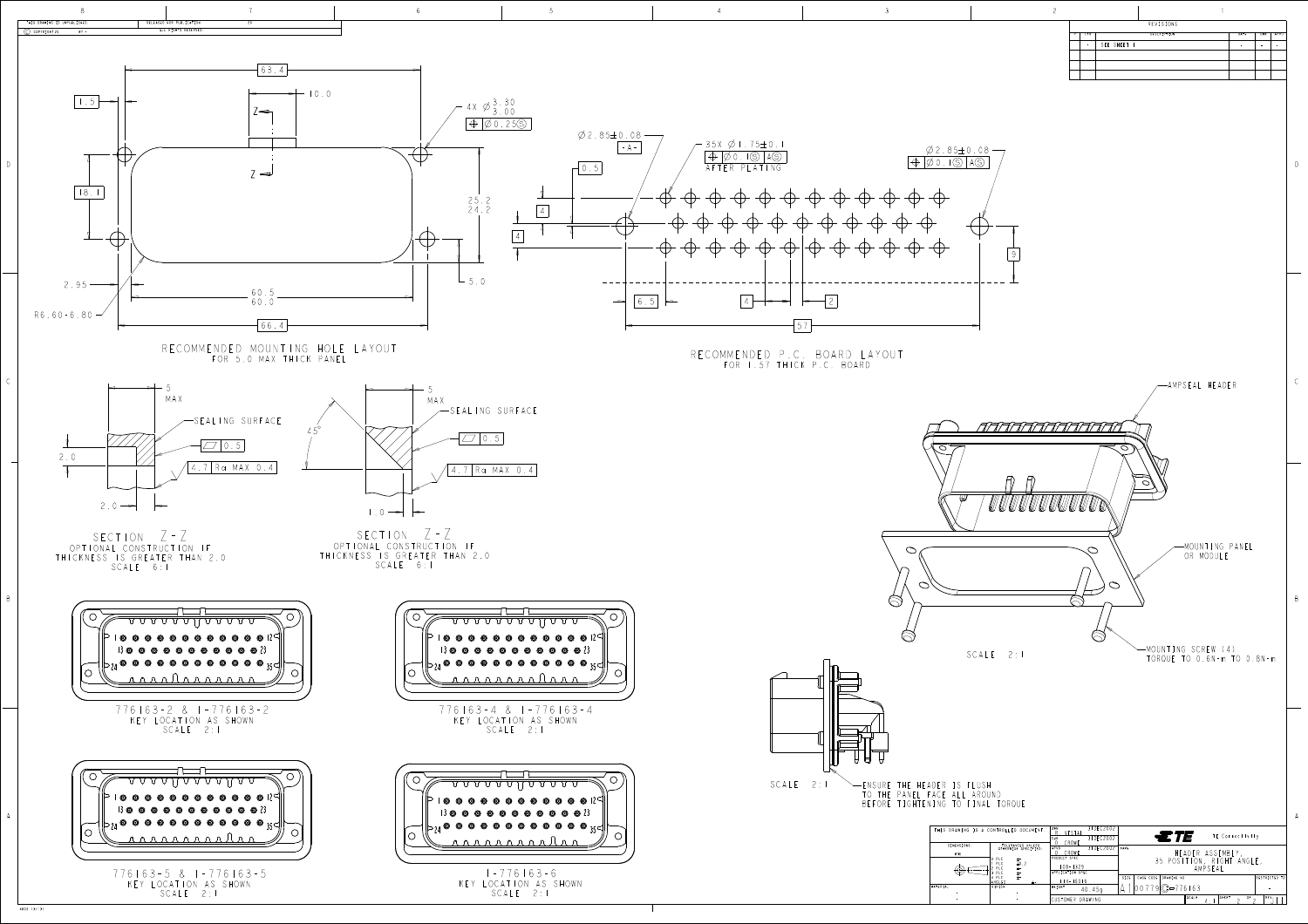THIS DRAWING IS UNPUBLISHED. RELEASED FOR PUBLICATION 20

© COPYRIGHT 20 BY - ALL RIGHTS RESERVED.

| REVISIONS | | | | | |
|---|---|---|---|---|---|
| P | LTR | DESCRIPTION | DATE | DWN | APVD |
| - | | SEE SHEET 1 | - | - | - |

## RECOMMENDED MOUNTING HOLE LAYOUT
FOR 5.0 MAX THICK PANEL

63.4
10.0
1.5
18.1
4X Ø 3.30 / 3.00
⊕ Ø0.25Ⓢ
25.2 / 24.2
5.0
2.95
60.5 / 60.0
R6.60-6.80
66.4
Z — Z

## RECOMMENDED P.C. BOARD LAYOUT
FOR 1.57 THICK P.C. BOARD

Ø2.85±0.08 -A-
35X Ø1.75±0.1 ⊕ Ø0.1Ⓢ AⓈ AFTER PLATING
Ø2.85±0.08 ⊕ Ø0.1Ⓢ AⓈ
0.5
4
4
9
6.5
4
2
57

## SECTION Z-Z
OPTIONAL CONSTRUCTION IF THICKNESS IS GREATER THAN 2.0
SCALE 6:1

5 MAX
SEALING SURFACE
▱ 0.5
4.7 Ra MAX 0.4
2.0
2.0

## SECTION Z-Z
OPTIONAL CONSTRUCTION IF THICKNESS IS GREATER THAN 2.0
SCALE 6:1

5 MAX
SEALING SURFACE
45°
▱ 0.5
4.7 Ra MAX 0.4
1.0

AMPSEAL HEADER
MOUNTING PANEL OR MODULE
MOUNTING SCREW 141
TORQUE TO 0.6N-m TO 0.8N-m
SCALE 2:1

SCALE 2:1
ENSURE THE HEADER IS FLUSH TO THE PANEL FACE ALL AROUND BEFORE TIGHTENING TO FINAL TORQUE

1 12 13 23 24 35

776163-2 & 1-776163-2
KEY LOCATION AS SHOWN
SCALE 2:1

776163-4 & 1-776163-4
KEY LOCATION AS SHOWN
SCALE 2:1

776163-5 & 1-776163-5
KEY LOCATION AS SHOWN
SCALE 2:1

1-776163-6
KEY LOCATION AS SHOWN
SCALE 2:1

THIS DRAWING IS A CONTROLLED DOCUMENT.

| | |
|---|---|
| DWN | V TSAI 31DEC2002 |
| CHK | D. CROWE 31DEC2002 |
| APVD | D. CROWE 31DEC2002 |
| PRODUCT SPEC | 108-1329 |
| APPLICATION SPEC | 114-16016 |
| WEIGHT | 40.45g |
| DIMENSIONS: mm | |
| TOLERANCES UNLESS OTHERWISE SPECIFIED | |

TE Connectivity

NAME: HEADER ASSEMBLY, 35 POSITION, RIGHT ANGLE, AMPSEAL

SIZE A1 | CAGE CODE 00779 | DRAWING NO C-776163 | RESTRICTED TO -

CUSTOMER DRAWING | SCALE 4:1 | SHEET 2 OF 2 | REV L1

4805 (3/13)